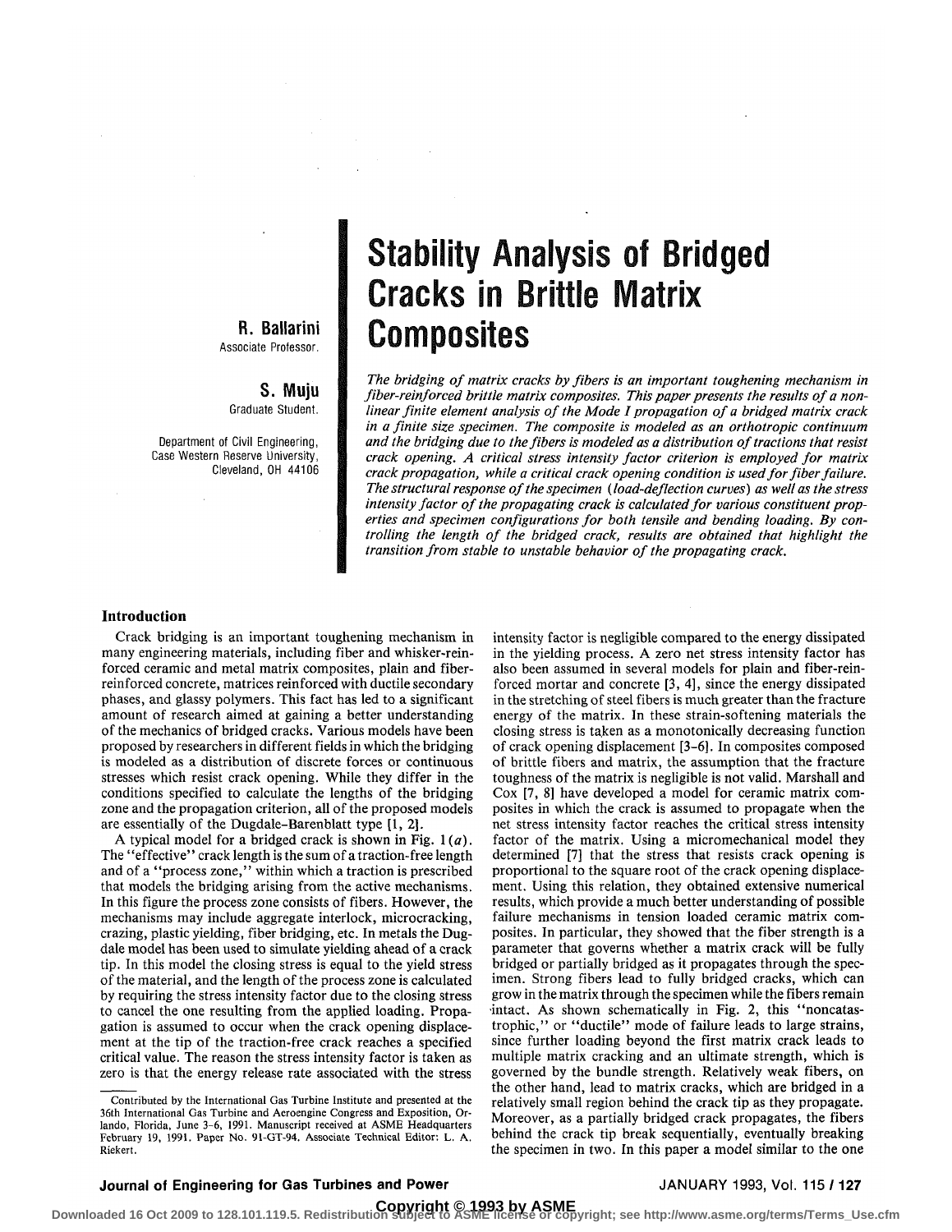# Stability Analysis of Bridged Cracks in Brittle Matrix Composites

**R. Ballarini**
Associate Professor.

**S. Muju**
Graduate Student.

Department of Civil Engineering,
Case Western Reserve University,
Cleveland, OH 44106

*The bridging of matrix cracks by fibers is an important toughening mechanism in fiber-reinforced brittle matrix composites. This paper presents the results of a nonlinear finite element analysis of the Mode I propagation of a bridged matrix crack in a finite size specimen. The composite is modeled as an orthotropic continuum and the bridging due to the fibers is modeled as a distribution of tractions that resist crack opening. A critical stress intensity factor criterion is employed for matrix crack propagation, while a critical crack opening condition is used for fiber failure. The structural response of the specimen (load-deflection curves) as well as the stress intensity factor of the propagating crack is calculated for various constituent properties and specimen configurations for both tensile and bending loading. By controlling the length of the bridged crack, results are obtained that highlight the transition from stable to unstable behavior of the propagating crack.*

## Introduction

Crack bridging is an important toughening mechanism in many engineering materials, including fiber and whisker-reinforced ceramic and metal matrix composites, plain and fiber-reinforced concrete, matrices reinforced with ductile secondary phases, and glassy polymers. This fact has led to a significant amount of research aimed at gaining a better understanding of the mechanics of bridged cracks. Various models have been proposed by researchers in different fields in which the bridging is modeled as a distribution of discrete forces or continuous stresses which resist crack opening. While they differ in the conditions specified to calculate the lengths of the bridging zone and the propagation criterion, all of the proposed models are essentially of the Dugdale–Barenblatt type [1, 2].

A typical model for a bridged crack is shown in Fig. 1(*a*). The "effective" crack length is the sum of a traction-free length and of a "process zone," within which a traction is prescribed that models the bridging arising from the active mechanisms. In this figure the process zone consists of fibers. However, the mechanisms may include aggregate interlock, microcracking, crazing, plastic yielding, fiber bridging, etc. In metals the Dugdale model has been used to simulate yielding ahead of a crack tip. In this model the closing stress is equal to the yield stress of the material, and the length of the process zone is calculated by requiring the stress intensity factor due to the closing stress to cancel the one resulting from the applied loading. Propagation is assumed to occur when the crack opening displacement at the tip of the traction-free crack reaches a specified critical value. The reason the stress intensity factor is taken as zero is that the energy release rate associated with the stress intensity factor is negligible compared to the energy dissipated in the yielding process. A zero net stress intensity factor has also been assumed in several models for plain and fiber-reinforced mortar and concrete [3, 4], since the energy dissipated in the stretching of steel fibers is much greater than the fracture energy of the matrix. In these strain-softening materials the closing stress is taken as a monotonically decreasing function of crack opening displacement [3–6]. In composites composed of brittle fibers and matrix, the assumption that the fracture toughness of the matrix is negligible is not valid. Marshall and Cox [7, 8] have developed a model for ceramic matrix composites in which the crack is assumed to propagate when the net stress intensity factor reaches the critical stress intensity factor of the matrix. Using a micromechanical model they determined [7] that the stress that resists crack opening is proportional to the square root of the crack opening displacement. Using this relation, they obtained extensive numerical results, which provide a much better understanding of possible failure mechanisms in tension loaded ceramic matrix composites. In particular, they showed that the fiber strength is a parameter that governs whether a matrix crack will be fully bridged or partially bridged as it propagates through the specimen. Strong fibers lead to fully bridged cracks, which can grow in the matrix through the specimen while the fibers remain intact. As shown schematically in Fig. 2, this "noncatastrophic," or "ductile" mode of failure leads to large strains, since further loading beyond the first matrix crack leads to multiple matrix cracking and an ultimate strength, which is governed by the bundle strength. Relatively weak fibers, on the other hand, lead to matrix cracks, which are bridged in a relatively small region behind the crack tip as they propagate. Moreover, as a partially bridged crack propagates, the fibers behind the crack tip break sequentially, eventually breaking the specimen in two. In this paper a model similar to the one

Contributed by the International Gas Turbine Institute and presented at the 36th International Gas Turbine and Aeroengine Congress and Exposition, Orlando, Florida, June 3–6, 1991. Manuscript received at ASME Headquarters February 19, 1991. Paper No. 91-GT-94. Associate Technical Editor: L. A. Riekert.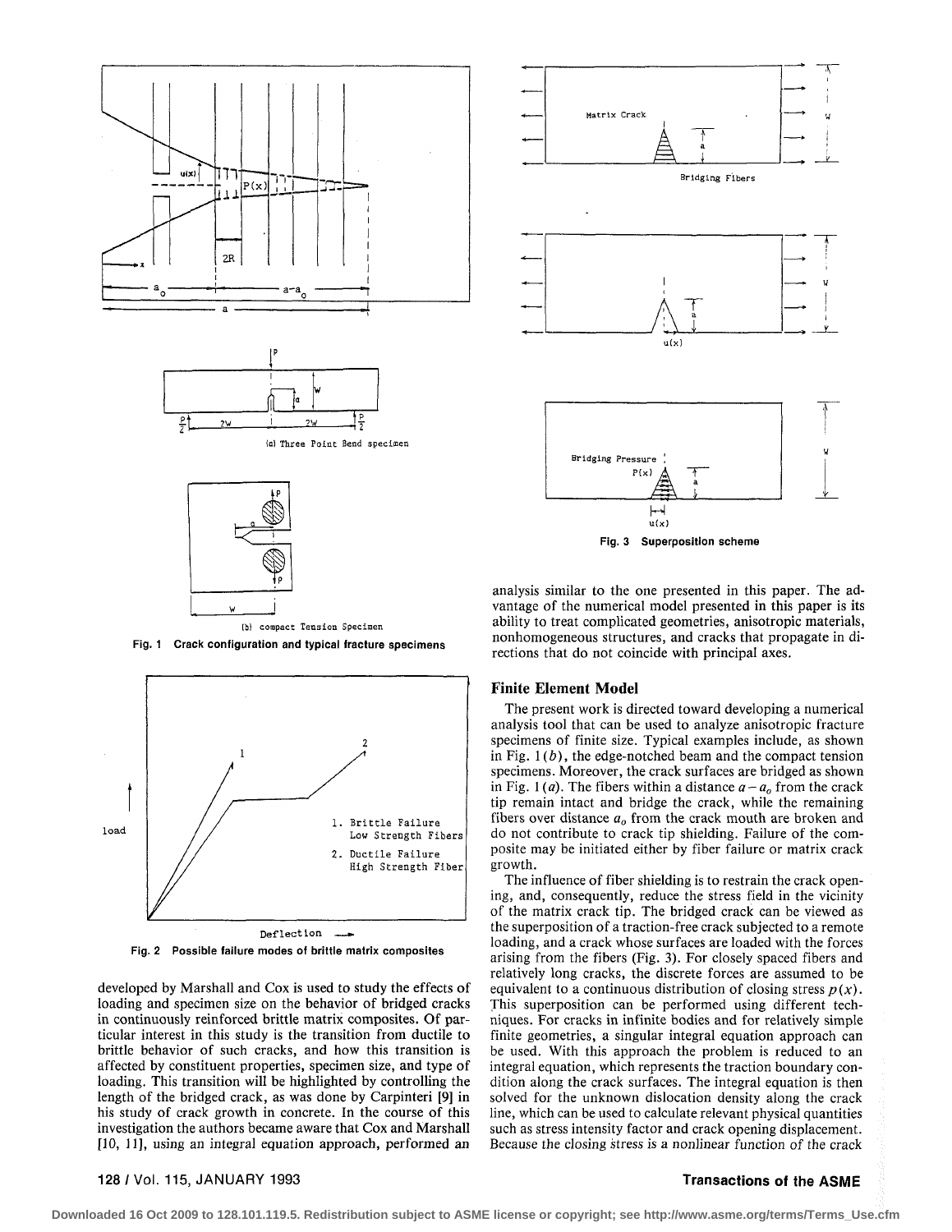Fig. 1 Crack configuration and typical fracture specimens

Fig. 2 Possible failure modes of brittle matrix composites

Fig. 3 Superposition scheme

developed by Marshall and Cox is used to study the effects of loading and specimen size on the behavior of bridged cracks in continuously reinforced brittle matrix composites. Of particular interest in this study is the transition from ductile to brittle behavior of such cracks, and how this transition is affected by constituent properties, specimen size, and type of loading. This transition will be highlighted by controlling the length of the bridged crack, as was done by Carpinteri [9] in his study of crack growth in concrete. In the course of this investigation the authors became aware that Cox and Marshall [10, 11], using an integral equation approach, performed an analysis similar to the one presented in this paper. The advantage of the numerical model presented in this paper is its ability to treat complicated geometries, anisotropic materials, nonhomogeneous structures, and cracks that propagate in directions that do not coincide with principal axes.

## Finite Element Model

The present work is directed toward developing a numerical analysis tool that can be used to analyze anisotropic fracture specimens of finite size. Typical examples include, as shown in Fig. 1(*b*), the edge-notched beam and the compact tension specimens. Moreover, the crack surfaces are bridged as shown in Fig. 1(*a*). The fibers within a distance $a - a_o$ from the crack tip remain intact and bridge the crack, while the remaining fibers over distance $a_o$ from the crack mouth are broken and do not contribute to crack tip shielding. Failure of the composite may be initiated either by fiber failure or matrix crack growth.

The influence of fiber shielding is to restrain the crack opening, and, consequently, reduce the stress field in the vicinity of the matrix crack tip. The bridged crack can be viewed as the superposition of a traction-free crack subjected to a remote loading, and a crack whose surfaces are loaded with the forces arising from the fibers (Fig. 3). For closely spaced fibers and relatively long cracks, the discrete forces are assumed to be equivalent to a continuous distribution of closing stress $p(x)$. This superposition can be performed using different techniques. For cracks in infinite bodies and for relatively simple finite geometries, a singular integral equation approach can be used. With this approach the problem is reduced to an integral equation, which represents the traction boundary condition along the crack surfaces. The integral equation is then solved for the unknown dislocation density along the crack line, which can be used to calculate relevant physical quantities such as stress intensity factor and crack opening displacement. Because the closing stress is a nonlinear function of the crack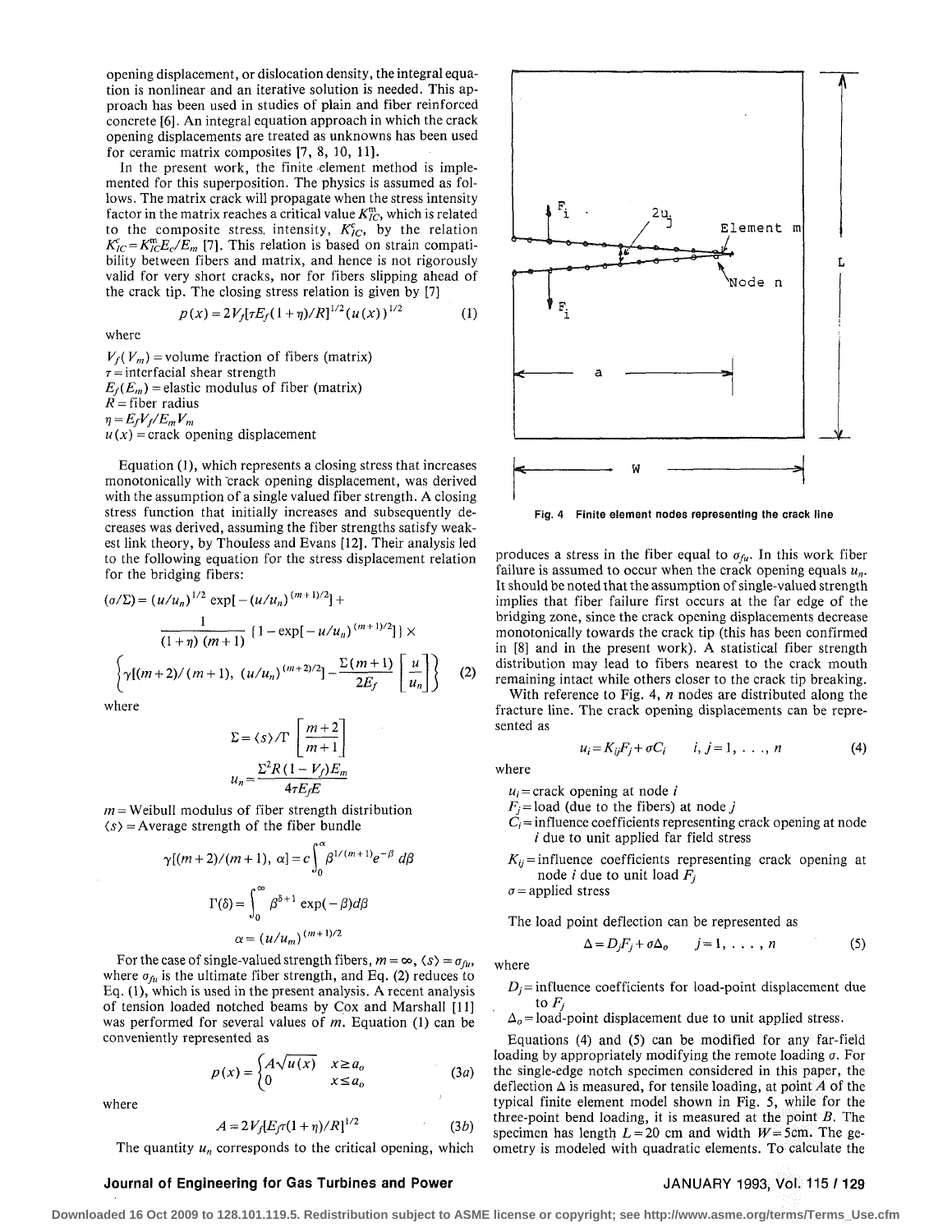opening displacement, or dislocation density, the integral equation is nonlinear and an iterative solution is needed. This approach has been used in studies of plain and fiber reinforced concrete [6]. An integral equation approach in which the crack opening displacements are treated as unknowns has been used for ceramic matrix composites [7, 8, 10, 11].

In the present work, the finite element method is implemented for this superposition. The physics is assumed as follows. The matrix crack will propagate when the stress intensity factor in the matrix reaches a critical value $K_{IC}^{m}$, which is related to the composite stress intensity, $K_{IC}^{c}$, by the relation $K_{IC}^{c} = K_{IC}^{m} E_c / E_m$ [7]. This relation is based on strain compatibility between fibers and matrix, and hence is not rigorously valid for very short cracks, nor for fibers slipping ahead of the crack tip. The closing stress relation is given by [7]

$$p(x) = 2V_f[\tau E_f(1+\eta)/R]^{1/2}(u(x))^{1/2} \tag{1}$$

where

$V_f(V_m)$ = volume fraction of fibers (matrix)
$\tau$ = interfacial shear strength
$E_f(E_m)$ = elastic modulus of fiber (matrix)
$R$ = fiber radius
$\eta = E_f V_f / E_m V_m$
$u(x)$ = crack opening displacement

Equation (1), which represents a closing stress that increases monotonically with crack opening displacement, was derived with the assumption of a single valued fiber strength. A closing stress function that initially increases and subsequently decreases was derived, assuming the fiber strengths satisfy weakest link theory, by Thouless and Evans [12]. Their analysis led to the following equation for the stress displacement relation for the bridging fibers:

$$(\sigma/\Sigma) = (u/u_n)^{1/2}\exp[-(u/u_n)^{(m+1)/2}] + \frac{1}{(1+\eta)(m+1)}\{1-\exp[-u/u_n)^{(m+1)/2}]\}\times \left\{\gamma[(m+2)/(m+1),\ (u/u_n)^{(m+2)/2}] - \frac{\Sigma(m+1)}{2E_f}\left[\frac{u}{u_n}\right]\right\} \tag{2}$$

where

$$\Sigma = \langle s\rangle / \Gamma\left[\frac{m+2}{m+1}\right]$$

$$u_n = \frac{\Sigma^2 R(1-V_f)E_m}{4\tau E_f E}$$

$m$ = Weibull modulus of fiber strength distribution
$\langle s\rangle$ = Average strength of the fiber bundle

$$\gamma[(m+2)/(m+1),\ \alpha] = c\int_0^{\alpha}\beta^{1/(m+1)}e^{-\beta}\,d\beta$$

$$\Gamma(\delta) = \int_0^{\infty}\beta^{\delta+1}\exp(-\beta)d\beta$$

$$\alpha = (u/u_m)^{(m+1)/2}$$

For the case of single-valued strength fibers, $m=\infty$, $\langle s\rangle = \sigma_{fu}$, where $\sigma_{fu}$ is the ultimate fiber strength, and Eq. (2) reduces to Eq. (1), which is used in the present analysis. A recent analysis of tension loaded notched beams by Cox and Marshall [11] was performed for several values of $m$. Equation (1) can be conveniently represented as

$$p(x) = \begin{cases} A\sqrt{u(x)} & x \ge a_o \\ 0 & x \le a_o \end{cases} \tag{3a}$$

where

$$A = 2V_f[E_f\tau(1+\eta)/R]^{1/2} \tag{3b}$$

The quantity $u_n$ corresponds to the critical opening, which produces a stress in the fiber equal to $\sigma_{fu}$. In this work fiber failure is assumed to occur when the crack opening equals $u_n$. It should be noted that the assumption of single-valued strength implies that fiber failure first occurs at the far edge of the bridging zone, since the crack opening displacements decrease monotonically towards the crack tip (this has been confirmed in [8] and in the present work). A statistical fiber strength distribution may lead to fibers nearest to the crack mouth remaining intact while others closer to the crack tip breaking.

Fig. 4 Finite element nodes representing the crack line

With reference to Fig. 4, $n$ nodes are distributed along the fracture line. The crack opening displacements can be represented as

$$u_i = K_{ij}F_j + \sigma C_i \qquad i, j = 1, \ldots, n \tag{4}$$

where

$u_i$ = crack opening at node $i$
$F_j$ = load (due to the fibers) at node $j$
$C_i$ = influence coefficients representing crack opening at node $i$ due to unit applied far field stress
$K_{ij}$ = influence coefficients representing crack opening at node $i$ due to unit load $F_j$
$\sigma$ = applied stress

The load point deflection can be represented as

$$\Delta = D_jF_j + \sigma\Delta_o \qquad j = 1, \ldots, n \tag{5}$$

where

$D_j$ = influence coefficients for load-point displacement due to $F_j$
$\Delta_o$ = load-point displacement due to unit applied stress.

Equations (4) and (5) can be modified for any far-field loading by appropriately modifying the remote loading $\sigma$. For the single-edge notch specimen considered in this paper, the deflection $\Delta$ is measured, for tensile loading, at point $A$ of the typical finite element model shown in Fig. 5, while for the three-point bend loading, it is measured at the point $B$. The specimen has length $L = 20$ cm and width $W = 5$ cm. The geometry is modeled with quadratic elements. To calculate the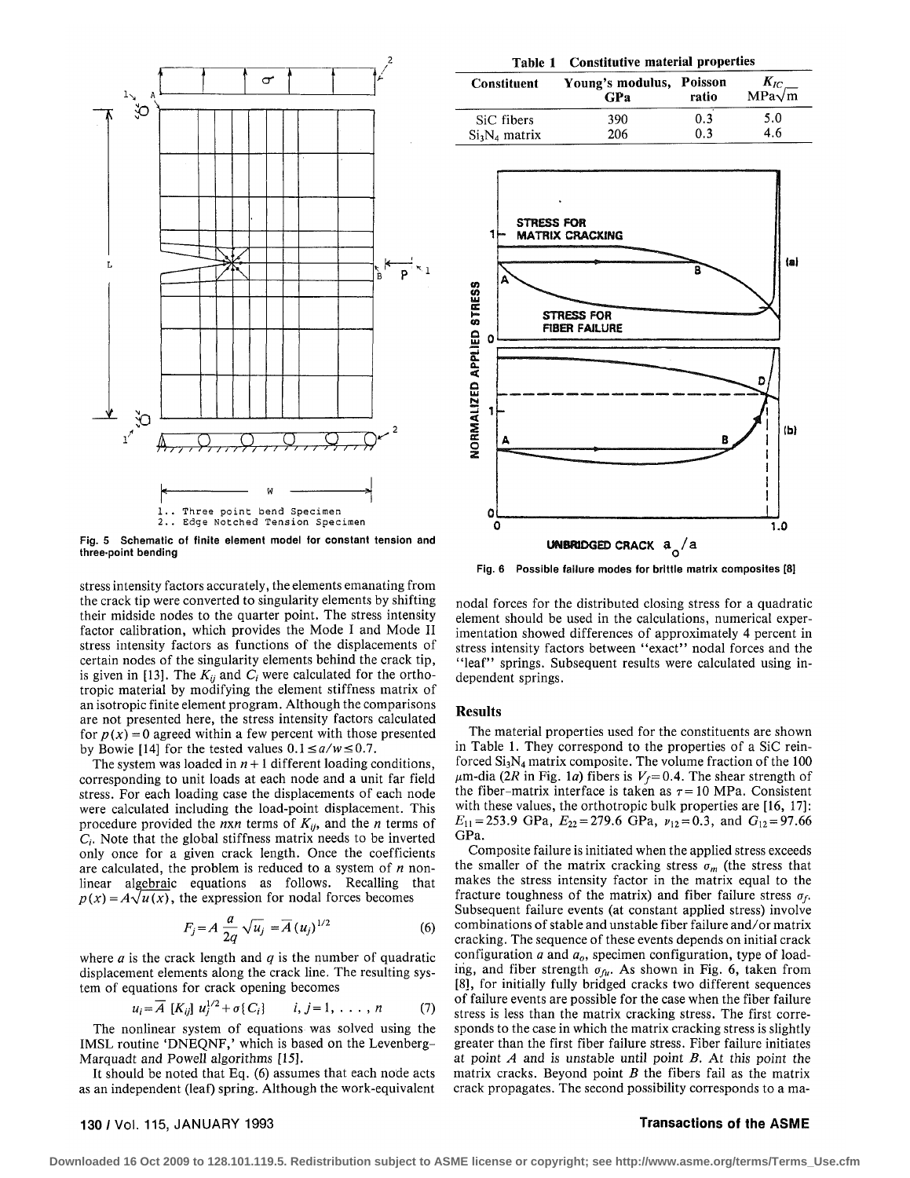Fig. 5 Schematic of finite element model for constant tension and three-point bending

stress intensity factors accurately, the elements emanating from the crack tip were converted to singularity elements by shifting their midside nodes to the quarter point. The stress intensity factor calibration, which provides the Mode I and Mode II stress intensity factors as functions of the displacements of certain nodes of the singularity elements behind the crack tip, is given in [13]. The $K_{ij}$ and $C_i$ were calculated for the orthotropic material by modifying the element stiffness matrix of an isotropic finite element program. Although the comparisons are not presented here, the stress intensity factors calculated for $p(x) = 0$ agreed within a few percent with those presented by Bowie [14] for the tested values $0.1 \leq a/w \leq 0.7$.

The system was loaded in $n+1$ different loading conditions, corresponding to unit loads at each node and a unit far field stress. For each loading case the displacements of each node were calculated including the load-point displacement. This procedure provided the $nxn$ terms of $K_{ij}$, and the $n$ terms of $C_i$. Note that the global stiffness matrix needs to be inverted only once for a given crack length. Once the coefficients are calculated, the problem is reduced to a system of $n$ nonlinear algebraic equations as follows. Recalling that $p(x) = A\sqrt{u(x)}$, the expression for nodal forces becomes

$$F_j = A \frac{a}{2q} \sqrt{u_j} = \overline{A}\,(u_j)^{1/2} \qquad (6)$$

where $a$ is the crack length and $q$ is the number of quadratic displacement elements along the crack line. The resulting system of equations for crack opening becomes

$$u_i = \overline{A}\,[K_{ij}]\,u_j^{1/2} + \sigma\{C_i\} \qquad i, j = 1, \ldots, n \qquad (7)$$

The nonlinear system of equations was solved using the IMSL routine 'DNEQNF,' which is based on the Levenberg-Marquadt and Powell algorithms [15].

It should be noted that Eq. (6) assumes that each node acts as an independent (leaf) spring. Although the work-equivalent nodal forces for the distributed closing stress for a quadratic element should be used in the calculations, numerical experimentation showed differences of approximately 4 percent in stress intensity factors between "exact" nodal forces and the "leaf" springs. Subsequent results were calculated using independent springs.

**Table 1 Constitutive material properties**

| Constituent | Young's modulus, GPa | Poisson ratio | $K_{IC}$ MPa$\sqrt{\text{m}}$ |
|---|---|---|---|
| SiC fibers | 390 | 0.3 | 5.0 |
| $Si_3N_4$ matrix | 206 | 0.3 | 4.6 |

Fig. 6 Possible failure modes for brittle matrix composites [8]

## Results

The material properties used for the constituents are shown in Table 1. They correspond to the properties of a SiC reinforced $Si_3N_4$ matrix composite. The volume fraction of the 100 $\mu$m-dia ($2R$ in Fig. 1$a$) fibers is $V_f = 0.4$. The shear strength of the fiber-matrix interface is taken as $\tau = 10$ MPa. Consistent with these values, the orthotropic bulk properties are [16, 17]: $E_{11} = 253.9$ GPa, $E_{22} = 279.6$ GPa, $\nu_{12} = 0.3$, and $G_{12} = 97.66$ GPa.

Composite failure is initiated when the applied stress exceeds the smaller of the matrix cracking stress $\sigma_m$ (the stress that makes the stress intensity factor in the matrix equal to the fracture toughness of the matrix) and fiber failure stress $\sigma_f$. Subsequent failure events (at constant applied stress) involve combinations of stable and unstable fiber failure and/or matrix cracking. The sequence of these events depends on initial crack configuration $a$ and $a_o$, specimen configuration, type of loading, and fiber strength $\sigma_{fu}$. As shown in Fig. 6, taken from [8], for initially fully bridged cracks two different sequences of failure events are possible for the case when the fiber failure stress is less than the matrix cracking stress. The first corresponds to the case in which the matrix cracking stress is slightly greater than the first fiber failure stress. Fiber failure initiates at point $A$ and is unstable until point $B$. At this point the matrix cracks. Beyond point $B$ the fibers fail as the matrix crack propagates. The second possibility corresponds to a ma-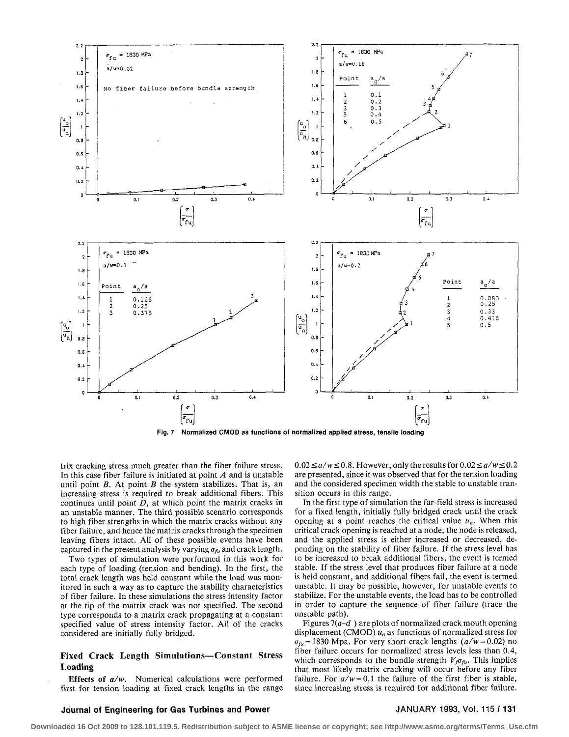Fig. 7 Normalized CMOD as functions of normalized applied stress, tensile loading

trix cracking stress much greater than the fiber failure stress. In this case fiber failure is initiated at point *A* and is unstable until point *B*. At point *B* the system stabilizes. That is, an increasing stress is required to break additional fibers. This continues until point *D*, at which point the matrix cracks in an unstable manner. The third possible scenario corresponds to high fiber strengths in which the matrix cracks without any fiber failure, and hence the matrix cracks through the specimen leaving fibers intact. All of these possible events have been captured in the present analysis by varying $\sigma_{fu}$ and crack length.

Two types of simulation were performed in this work for each type of loading (tension and bending). In the first, the total crack length was held constant while the load was monitored in such a way as to capture the stability characteristics of fiber failure. In these simulations the stress intensity factor at the tip of the matrix crack was not specified. The second type corresponds to a matrix crack propagating at a constant specified value of stress intensity factor. All of the cracks considered are initially fully bridged.

## Fixed Crack Length Simulations—Constant Stress Loading

**Effects of $a/w$.** Numerical calculations were performed first for tension loading at fixed crack lengths in the range $0.02 \leq a/w \leq 0.8$. However, only the results for $0.02 \leq a/w \leq 0.2$ are presented, since it was observed that for the tension loading and the considered specimen width the stable to unstable transition occurs in this range.

In the first type of simulation the far-field stress is increased for a fixed length, initially fully bridged crack until the crack opening at a point reaches the critical value $u_n$. When this critical crack opening is reached at a node, the node is released, and the applied stress is either increased or decreased, depending on the stability of fiber failure. If the stress level has to be increased to break additional fibers, the event is termed stable. If the stress level that produces fiber failure at a node is held constant, and additional fibers fail, the event is termed unstable. It may be possible, however, for unstable events to stabilize. For the unstable events, the load has to be controlled in order to capture the sequence of fiber failure (trace the unstable path).

Figures 7(*a*–*d* ) are plots of normalized crack mouth opening displacement (CMOD) $u_o$ as functions of normalized stress for $\sigma_{fu} = 1830$ Mpa. For very short crack lengths ($a/w = 0.02$) no fiber failure occurs for normalized stress levels less than 0.4, which corresponds to the bundle strength $V_f \sigma_{fu}$. This implies that most likely matrix cracking will occur before any fiber failure. For $a/w = 0.1$ the failure of the first fiber is stable, since increasing stress is required for additional fiber failure.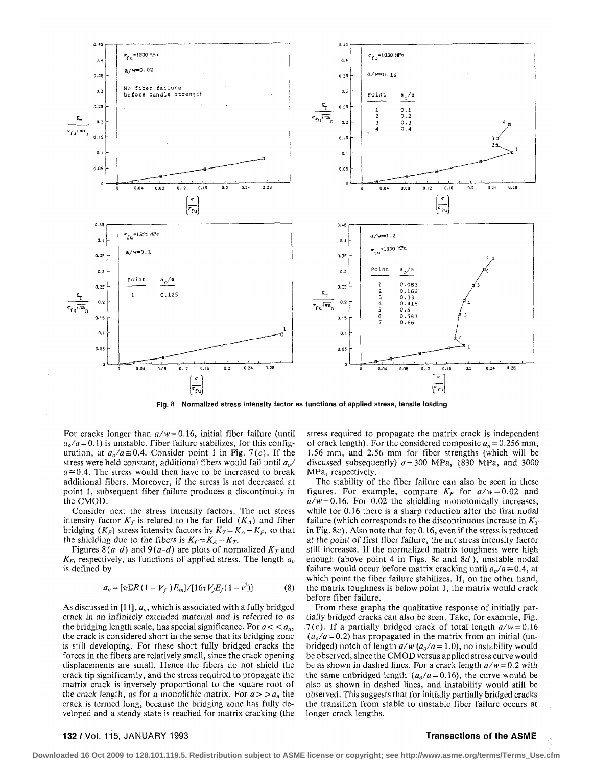Fig. 8 Normalized stress intensity factor as functions of applied stress, tensile loading

For cracks longer than $a/w = 0.16$, initial fiber failure (until $a_o/a = 0.1$) is unstable. Fiber failure stabilizes, for this configuration, at $a_o/a \cong 0.4$. Consider point 1 in Fig. 7(c). If the stress were held constant, additional fibers would fail until $a_o/a \cong 0.4$. The stress would then have to be increased to break additional fibers. Moreover, if the stress is not decreased at point 1, subsequent fiber failure produces a discontinuity in the CMOD.

Consider next the stress intensity factors. The net stress intensity factor $K_T$ is related to the far-field ($K_A$) and fiber bridging ($K_F$) stress intensity factors by $K_T = K_A - K_F$, so that the shielding due to the fibers is $K_F = K_A - K_T$.

Figures 8(a-d) and 9(a-d) are plots of normalized $K_T$ and $K_F$, respectively, as functions of applied stress. The length $a_n$ is defined by

$$a_n = [\pi \Sigma R(1 - V_f)E_m]/[16\tau V_f E_f(1 - \nu^2)] \tag{8}$$

As discussed in [11], $a_n$, which is associated with a fully bridged crack in an infinitely extended material and is referred to as the bridging length scale, has special significance. For $a << a_n$, the crack is considered short in the sense that its bridging zone is still developing. For these short fully bridged cracks the forces in the fibers are relatively small, since the crack opening displacements are small. Hence the fibers do not shield the crack tip significantly, and the stress required to propagate the matrix crack is inversely proportional to the square root of the crack length, as for a monolithic matrix. For $a >> a_n$ the crack is termed long, because the bridging zone has fully developed and a steady state is reached for matrix cracking (the stress required to propagate the matrix crack is independent of crack length). For the considered composite $a_n = 0.256$ mm, 1.56 mm, and 2.56 mm for fiber strengths (which will be discussed subsequently) $\sigma = 300$ MPa, 1830 MPa, and 3000 MPa, respectively.

The stability of the fiber failure can also be seen in these figures. For example, compare $K_F$ for $a/w = 0.02$ and $a/w = 0.16$. For 0.02 the shielding monotonically increases, while for 0.16 there is a sharp reduction after the first nodal failure (which corresponds to the discontinuous increase in $K_T$ in Fig. 8c). Also note that for 0.16, even if the stress is reduced at the point of first fiber failure, the net stress intensity factor still increases. If the normalized matrix toughness were high enough (above point 4 in Figs. 8c and 8d), unstable nodal failure would occur before matrix cracking until $a_o/a \cong 0.4$, at which point the fiber failure stabilizes. If, on the other hand, the matrix toughness is below point 1, the matrix would crack before fiber failure.

From these graphs the qualitative response of initially partially bridged cracks can also be seen. Take, for example, Fig. 7(c). If a partially bridged crack of total length $a/w = 0.16$ ($a_o/a = 0.2$) has propagated in the matrix from an initial (unbridged) notch of length $a/w$ ($a_o/a = 1.0$), no instability would be observed, since the CMOD versus applied stress curve would be as shown in dashed lines. For a crack length $a/w = 0.2$ with the same unbridged length ($a_o/a = 0.16$), the curve would be also as shown in dashed lines, and instability would still be observed. This suggests that for initially partially bridged cracks the transition from stable to unstable fiber failure occurs at longer crack lengths.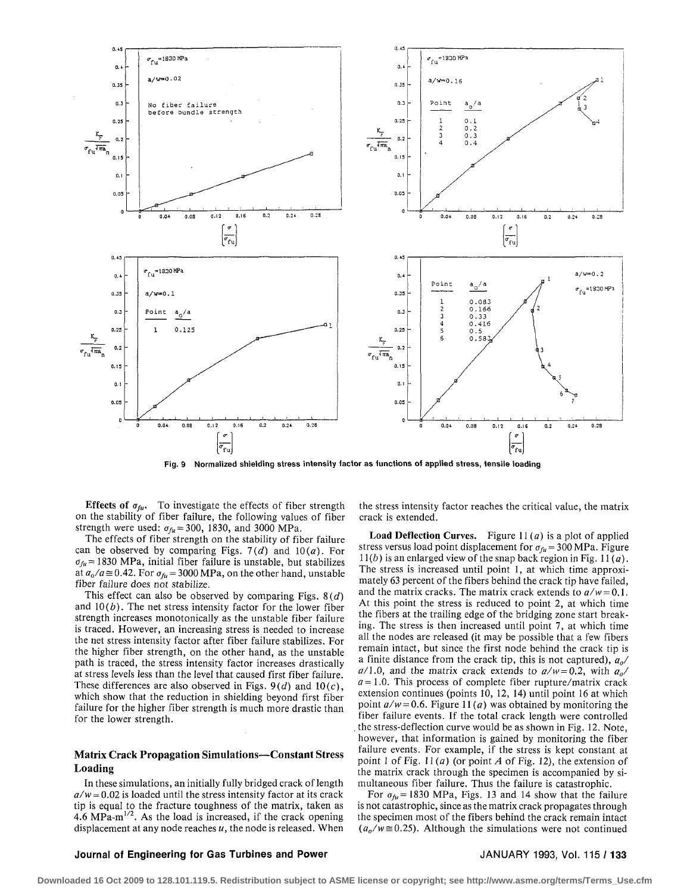Fig. 9 Normalized shielding stress intensity factor as functions of applied stress, tensile loading

**Effects of $\sigma_{fu}$.** To investigate the effects of fiber strength on the stability of fiber failure, the following values of fiber strength were used: $\sigma_{fu} = 300$, 1830, and 3000 MPa.

The effects of fiber strength on the stability of fiber failure can be observed by comparing Figs. 7(*d*) and 10(*a*). For $\sigma_{fu} = 1830$ MPa, initial fiber failure is unstable, but stabilizes at $a_o/a \cong 0.42$. For $\sigma_{fu} = 3000$ MPa, on the other hand, unstable fiber failure does not stabilize.

This effect can also be observed by comparing Figs. 8(*d*) and 10(*b*). The net stress intensity factor for the lower fiber strength increases monotonically as the unstable fiber failure is traced. However, an increasing stress is needed to increase the net stress intensity factor after fiber failure stabilizes. For the higher fiber strength, on the other hand, as the unstable path is traced, the stress intensity factor increases drastically at stress levels less than the level that caused first fiber failure. These differences are also observed in Figs. 9(*d*) and 10(*c*), which show that the reduction in shielding beyond first fiber failure for the higher fiber strength is much more drastic than for the lower strength.

## Matrix Crack Propagation Simulations—Constant Stress Loading

In these simulations, an initially fully bridged crack of length $a/w = 0.02$ is loaded until the stress intensity factor at its crack tip is equal to the fracture toughness of the matrix, taken as 4.6 MPa-m$^{1/2}$. As the load is increased, if the crack opening displacement at any node reaches $u$, the node is released. When the stress intensity factor reaches the critical value, the matrix crack is extended.

**Load Deflection Curves.** Figure 11(*a*) is a plot of applied stress versus load point displacement for $\sigma_{fu} = 300$ MPa. Figure 11(*b*) is an enlarged view of the snap back region in Fig. 11(*a*). The stress is increased until point 1, at which time approximately 63 percent of the fibers behind the crack tip have failed, and the matrix cracks. The matrix crack extends to $a/w = 0.1$. At this point the stress is reduced to point 2, at which time the fibers at the trailing edge of the bridging zone start breaking. The stress is then increased until point 7, at which time all the nodes are released (it may be possible that a few fibers remain intact, but since the first node behind the crack tip is a finite distance from the crack tip, this is not captured), $a_o/a/1.0$, and the matrix crack extends to $a/w = 0.2$, with $a_o/a = 1.0$. This process of complete fiber rupture/matrix crack extension continues (points 10, 12, 14) until point 16 at which point $a/w = 0.6$. Figure 11(*a*) was obtained by monitoring the fiber failure events. If the total crack length were controlled the stress-deflection curve would be as shown in Fig. 12. Note, however, that information is gained by monitoring the fiber failure events. For example, if the stress is kept constant at point 1 of Fig. 11(*a*) (or point *A* of Fig. 12), the extension of the matrix crack through the specimen is accompanied by simultaneous fiber failure. Thus the failure is catastrophic.

For $\sigma_{fu} = 1830$ MPa, Figs. 13 and 14 show that the failure is not catastrophic, since as the matrix crack propagates through the specimen most of the fibers behind the crack remain intact ($a_o/w \cong 0.25$). Although the simulations were not continued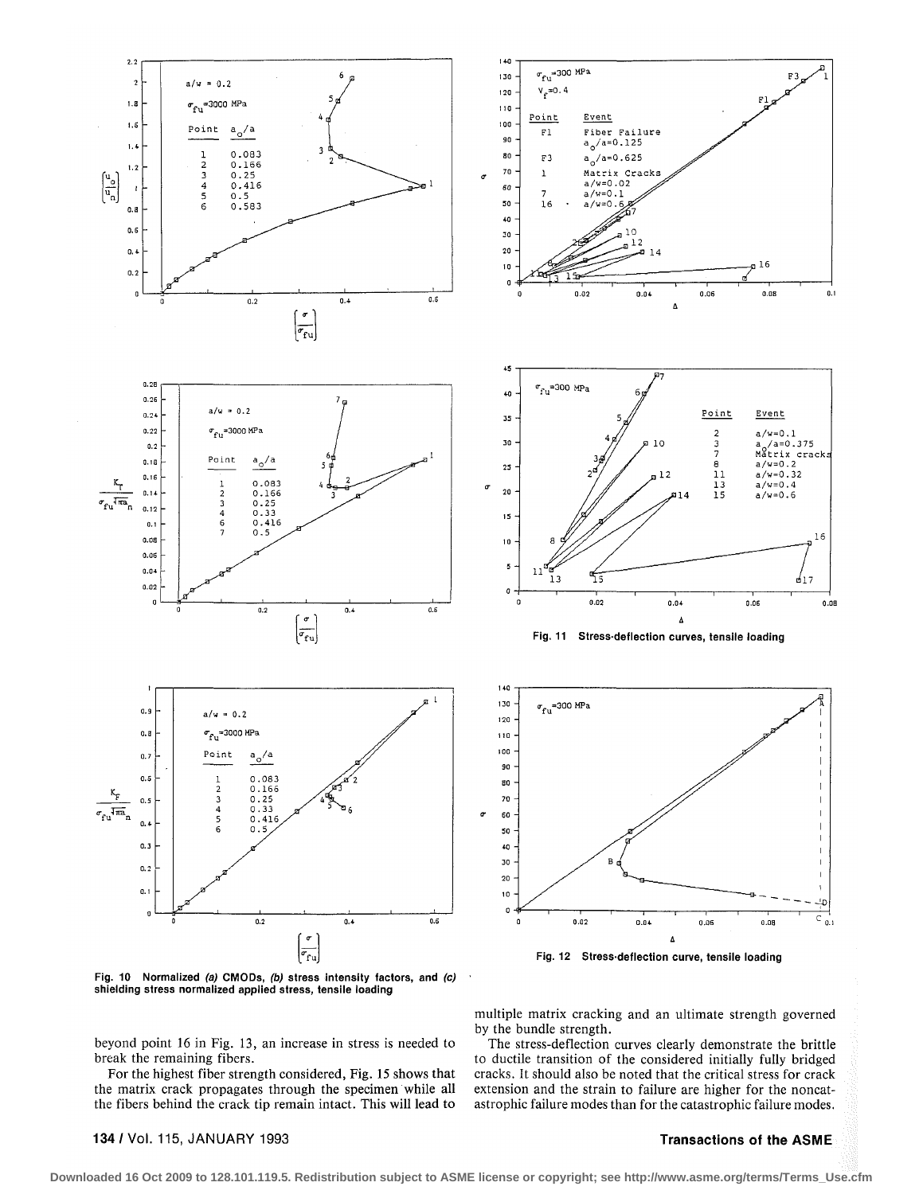Fig. 10 Normalized *(a)* CMODs, *(b)* stress intensity factors, and *(c)* shielding stress normalized applied stress, tensile loading

Fig. 11 Stress-deflection curves, tensile loading

Fig. 12 Stress-deflection curve, tensile loading

beyond point 16 in Fig. 13, an increase in stress is needed to break the remaining fibers.

For the highest fiber strength considered, Fig. 15 shows that the matrix crack propagates through the specimen while all the fibers behind the crack tip remain intact. This will lead to multiple matrix cracking and an ultimate strength governed by the bundle strength.

The stress-deflection curves clearly demonstrate the brittle to ductile transition of the considered initially fully bridged cracks. It should also be noted that the critical stress for crack extension and the strain to failure are higher for the noncatastrophic failure modes than for the catastrophic failure modes.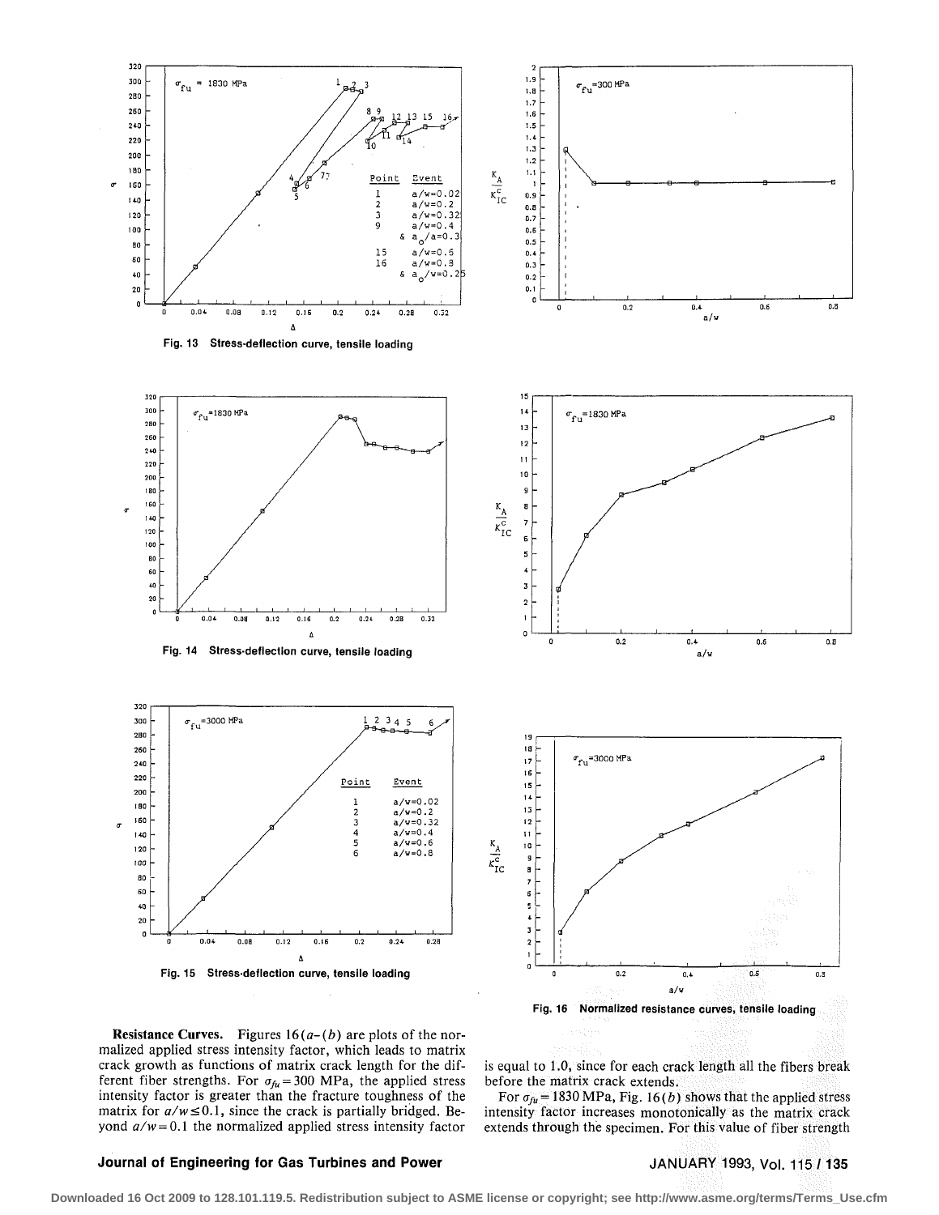Fig. 13 Stress-deflection curve, tensile loading

Fig. 14 Stress-deflection curve, tensile loading

Fig. 15 Stress-deflection curve, tensile loading

Fig. 16 Normalized resistance curves, tensile loading

**Resistance Curves.** Figures 16(*a*–(*b*) are plots of the normalized applied stress intensity factor, which leads to matrix crack growth as functions of matrix crack length for the different fiber strengths. For $\sigma_{fu} = 300$ MPa, the applied stress intensity factor is greater than the fracture toughness of the matrix for $a/w \leq 0.1$, since the crack is partially bridged. Beyond $a/w = 0.1$ the normalized applied stress intensity factor is equal to 1.0, since for each crack length all the fibers break before the matrix crack extends.

For $\sigma_{fu} = 1830$ MPa, Fig. 16(*b*) shows that the applied stress intensity factor increases monotonically as the matrix crack extends through the specimen. For this value of fiber strength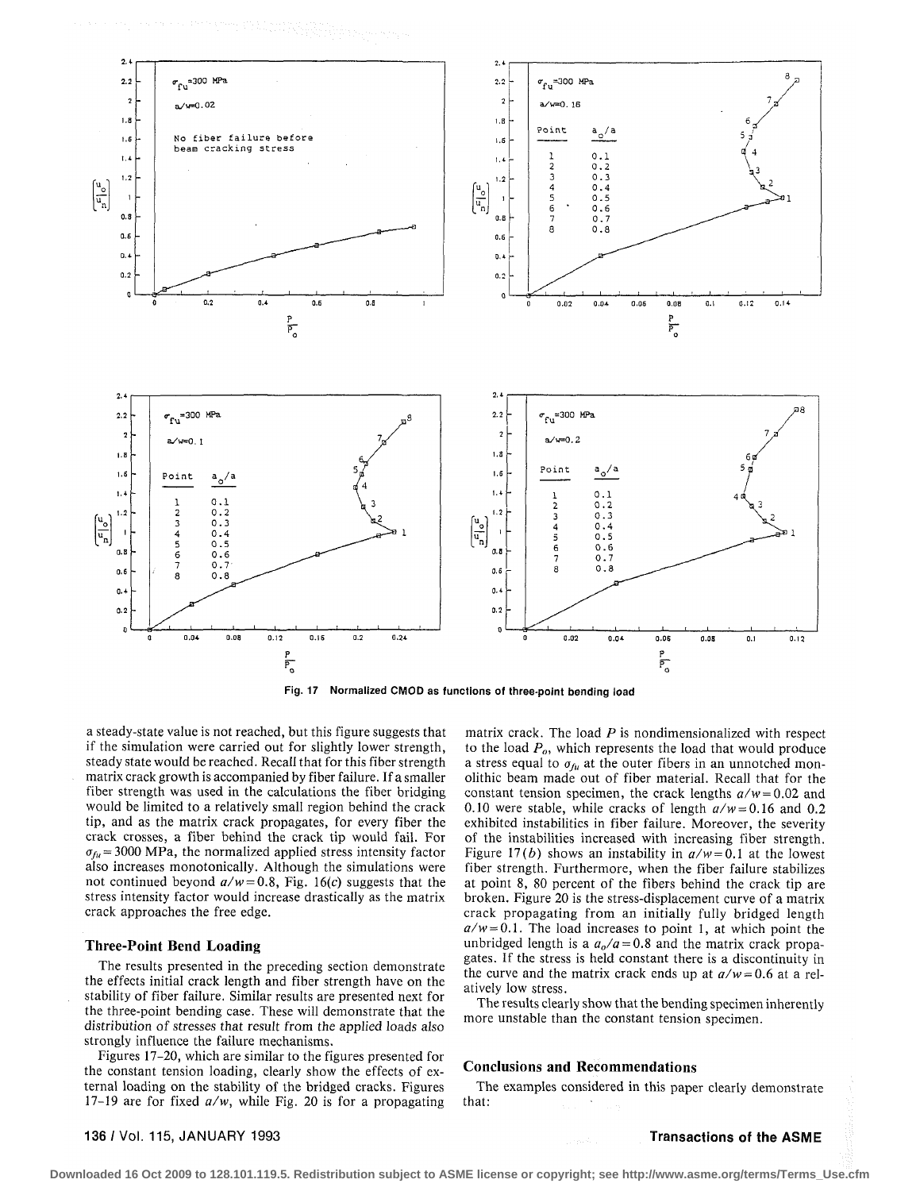Fig. 17 Normalized CMOD as functions of three-point bending load

a steady-state value is not reached, but this figure suggests that if the simulation were carried out for slightly lower strength, steady state would be reached. Recall that for this fiber strength matrix crack growth is accompanied by fiber failure. If a smaller fiber strength was used in the calculations the fiber bridging would be limited to a relatively small region behind the crack tip, and as the matrix crack propagates, for every fiber the crack crosses, a fiber behind the crack tip would fail. For $\sigma_{fu} = 3000$ MPa, the normalized applied stress intensity factor also increases monotonically. Although the simulations were not continued beyond $a/w = 0.8$, Fig. 16(*c*) suggests that the stress intensity factor would increase drastically as the matrix crack approaches the free edge.

### Three-Point Bend Loading

The results presented in the preceding section demonstrate the effects initial crack length and fiber strength have on the stability of fiber failure. Similar results are presented next for the three-point bending case. These will demonstrate that the distribution of stresses that result from the applied loads also strongly influence the failure mechanisms.

Figures 17–20, which are similar to the figures presented for the constant tension loading, clearly show the effects of external loading on the stability of the bridged cracks. Figures 17–19 are for fixed $a/w$, while Fig. 20 is for a propagating matrix crack. The load $P$ is nondimensionalized with respect to the load $P_o$, which represents the load that would produce a stress equal to $\sigma_{fu}$ at the outer fibers in an unnotched monolithic beam made out of fiber material. Recall that for the constant tension specimen, the crack lengths $a/w = 0.02$ and 0.10 were stable, while cracks of length $a/w = 0.16$ and 0.2 exhibited instabilities in fiber failure. Moreover, the severity of the instabilities increased with increasing fiber strength. Figure 17(*b*) shows an instability in $a/w = 0.1$ at the lowest fiber strength. Furthermore, when the fiber failure stabilizes at point 8, 80 percent of the fibers behind the crack tip are broken. Figure 20 is the stress-displacement curve of a matrix crack propagating from an initially fully bridged length $a/w = 0.1$. The load increases to point 1, at which point the unbridged length is a $a_o/a = 0.8$ and the matrix crack propagates. If the stress is held constant there is a discontinuity in the curve and the matrix crack ends up at $a/w = 0.6$ at a relatively low stress.

The results clearly show that the bending specimen inherently more unstable than the constant tension specimen.

## Conclusions and Recommendations

The examples considered in this paper clearly demonstrate that: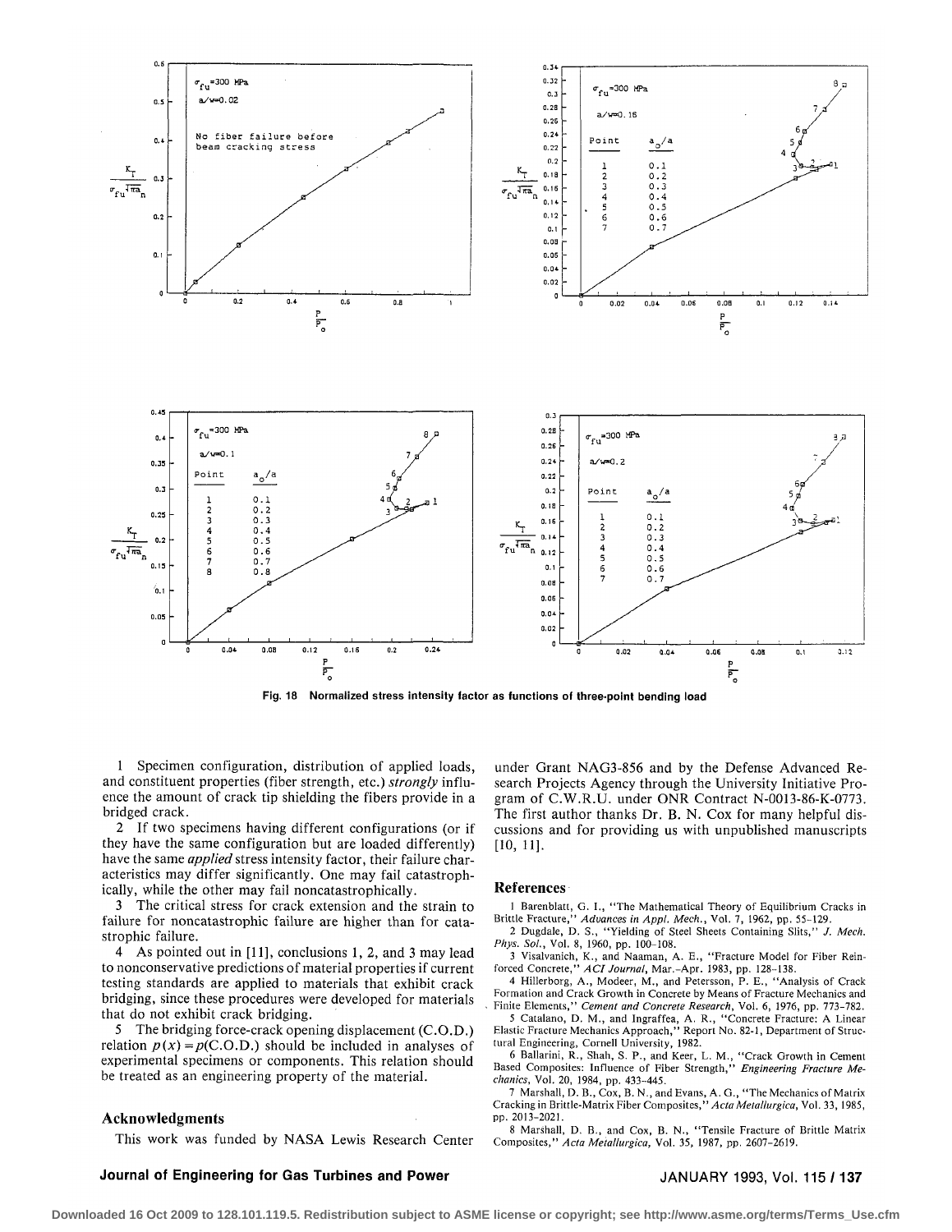Fig. 18 Normalized stress intensity factor as functions of three-point bending load

1 Specimen configuration, distribution of applied loads, and constituent properties (fiber strength, etc.) *strongly* influence the amount of crack tip shielding the fibers provide in a bridged crack.

2 If two specimens having different configurations (or if they have the same configuration but are loaded differently) have the same *applied* stress intensity factor, their failure characteristics may differ significantly. One may fail catastrophically, while the other may fail noncatastrophically.

3 The critical stress for crack extension and the strain to failure for noncatastrophic failure are higher than for catastrophic failure.

4 As pointed out in [11], conclusions 1, 2, and 3 may lead to nonconservative predictions of material properties if current testing standards are applied to materials that exhibit crack bridging, since these procedures were developed for materials that do not exhibit crack bridging.

5 The bridging force-crack opening displacement (C.O.D.) relation $p(x) = p(\text{C.O.D.})$ should be included in analyses of experimental specimens or components. This relation should be treated as an engineering property of the material.

## Acknowledgments

This work was funded by NASA Lewis Research Center under Grant NAG3-856 and by the Defense Advanced Research Projects Agency through the University Initiative Program of C.W.R.U. under ONR Contract N-0013-86-K-0773. The first author thanks Dr. B. N. Cox for many helpful discussions and for providing us with unpublished manuscripts [10, 11].

## References

1 Barenblatt, G. I., "The Mathematical Theory of Equilibrium Cracks in Brittle Fracture," *Advances in Appl. Mech.*, Vol. 7, 1962, pp. 55–129.

2 Dugdale, D. S., "Yielding of Steel Sheets Containing Slits," *J. Mech. Phys. Sol.*, Vol. 8, 1960, pp. 100–108.

3 Visalvanich, K., and Naaman, A. E., "Fracture Model for Fiber Reinforced Concrete," *ACI Journal*, Mar.–Apr. 1983, pp. 128–138.

4 Hillerborg, A., Modeer, M., and Petersson, P. E., "Analysis of Crack Formation and Crack Growth in Concrete by Means of Fracture Mechanics and Finite Elements," *Cement and Concrete Research*, Vol. 6, 1976, pp. 773–782.

5 Catalano, D. M., and Ingraffea, A. R., "Concrete Fracture: A Linear Elastic Fracture Mechanics Approach," Report No. 82-1, Department of Structural Engineering, Cornell University, 1982.

6 Ballarini, R., Shah, S. P., and Keer, L. M., "Crack Growth in Cement Based Composites: Influence of Fiber Strength," *Engineering Fracture Mechanics*, Vol. 20, 1984, pp. 433–445.

7 Marshall, D. B., Cox, B. N., and Evans, A. G., "The Mechanics of Matrix Cracking in Brittle-Matrix Fiber Composites," *Acta Metallurgica*, Vol. 33, 1985, pp. 2013–2021.

8 Marshall, D. B., and Cox, B. N., "Tensile Fracture of Brittle Matrix Composites," *Acta Metallurgica*, Vol. 35, 1987, pp. 2607–2619.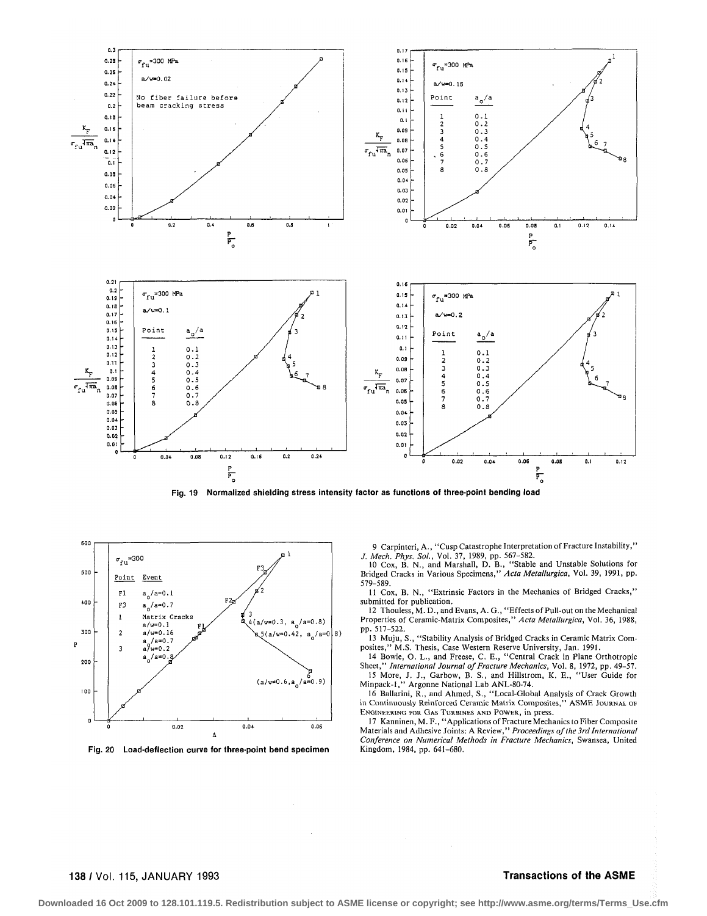$\sigma_{fu}$=300 MPa

a/w=0.02

No fiber failure before beam cracking stress

$\sigma_{fu}$=300 MPa

a/w=0.16

| Point | $a_o/a$ |
|---|---|
| 1 | 0.1 |
| 2 | 0.2 |
| 3 | 0.3 |
| 4 | 0.4 |
| 5 | 0.5 |
| 6 | 0.6 |
| 7 | 0.7 |
| 8 | 0.8 |

$\sigma_{fu}$=300 MPa

a/w=0.1

| Point | $a_o/a$ |
|---|---|
| 1 | 0.1 |
| 2 | 0.2 |
| 3 | 0.3 |
| 4 | 0.4 |
| 5 | 0.5 |
| 6 | 0.6 |
| 7 | 0.7 |
| 8 | 0.8 |

$\sigma_{fu}$=300 MPa

a/w=0.2

| Point | $a_o/a$ |
|---|---|
| 1 | 0.1 |
| 2 | 0.2 |
| 3 | 0.3 |
| 4 | 0.4 |
| 5 | 0.5 |
| 6 | 0.6 |
| 7 | 0.7 |
| 8 | 0.8 |

$\frac{K_F}{\sigma_{fu}\sqrt{\pi a_n}}$

$\frac{P}{P_o}$

**Fig. 19 Normalized shielding stress intensity factor as functions of three-point bending load**

$\sigma_{fu}$=300

| Point | Event |
|---|---|
| F1 | $a_o/a$=0.1 |
| F3 | $a_o/a$=0.7 |
| 1 | Matrix Cracks a/w=0.1 |
| 2 | a/w=0.16 $a_o/a$=0.7 |
| 3 | a/w=0.2 $a_o/a$=0.8 |

4(a/w=0.3, $a_o/a$=0.8)

5(a/w=0.42, $a_o/a$=0.8)

(a/w=0.6, $a_o/a$=0.9)

P

Δ

**Fig. 20 Load-deflection curve for three-point bend specimen**

9 Carpinteri, A., "Cusp Catastrophe Interpretation of Fracture Instability," *J. Mech. Phys. Sol.*, Vol. 37, 1989, pp. 567–582.

10 Cox, B. N., and Marshall, D. B., "Stable and Unstable Solutions for Bridged Cracks in Various Specimens," *Acta Metallurgica*, Vol. 39, 1991, pp. 579–589.

11 Cox, B. N., "Extrinsic Factors in the Mechanics of Bridged Cracks," submitted for publication.

12 Thouless, M. D., and Evans, A. G., "Effects of Pull-out on the Mechanical Properties of Ceramic-Matrix Composites," *Acta Metallurgica*, Vol. 36, 1988, pp. 517–522.

13 Muju, S., "Stability Analysis of Bridged Cracks in Ceramic Matrix Composites," M.S. Thesis, Case Western Reserve University, Jan. 1991.

14 Bowie, O. L., and Freese, C. E., "Central Crack in Plane Orthotropic Sheet," *International Journal of Fracture Mechanics*, Vol. 8, 1972, pp. 49–57.

15 More, J. J., Garbow, B. S., and Hillstrom, K. E., "User Guide for Minpack-1," Argonne National Lab ANL-80-74.

16 Ballarini, R., and Ahmed, S., "Local-Global Analysis of Crack Growth in Continuously Reinforced Ceramic Matrix Composites," ASME JOURNAL OF ENGINEERING FOR GAS TURBINES AND POWER, in press.

17 Kanninen, M. F., "Applications of Fracture Mechanics to Fiber Composite Materials and Adhesive Joints: A Review," *Proceedings of the 3rd International Conference on Numerical Methods in Fracture Mechanics*, Swansea, United Kingdom, 1984, pp. 641–680.